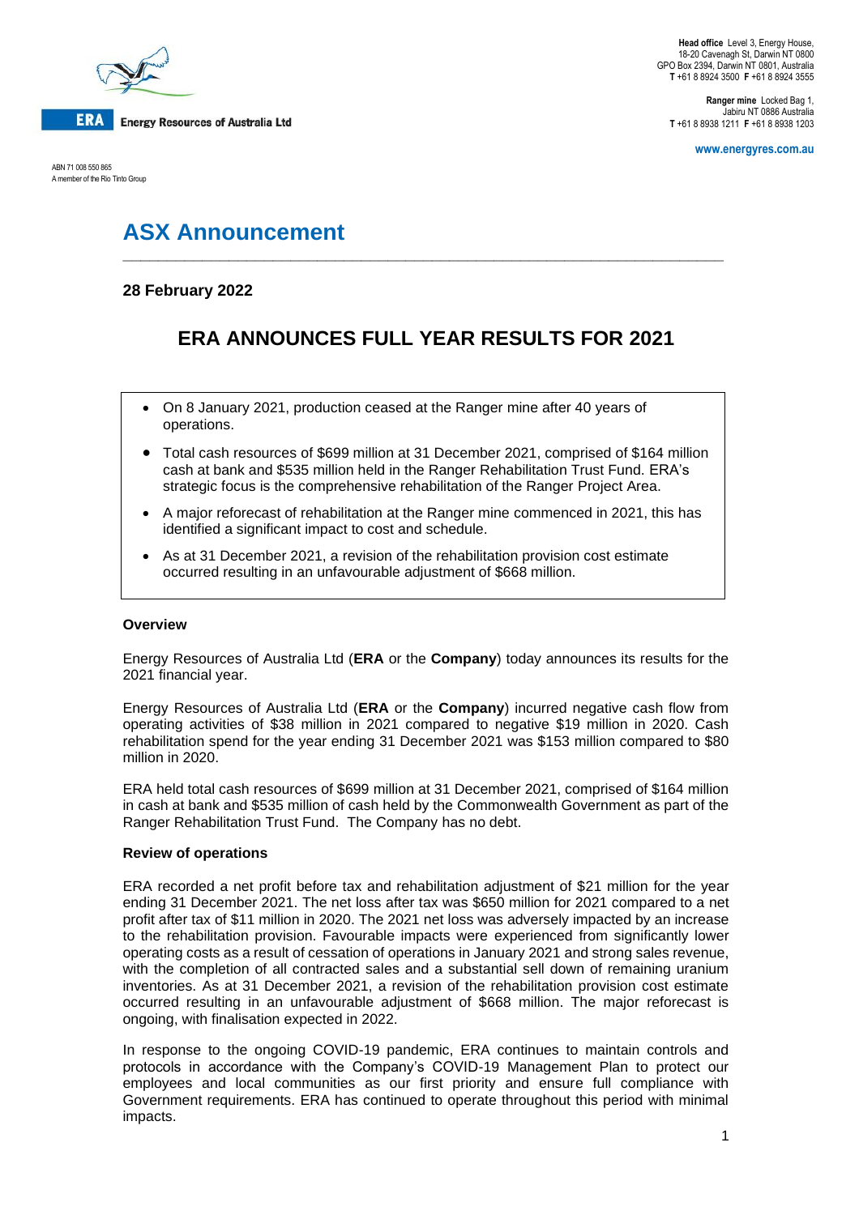**ERA** Energy Resources of Australia Ltd

ABN 71 008 550 865
A member of the Rio Tinto Group

**Head office** Level 3, Energy House, 18-20 Cavenagh St, Darwin NT 0800
GPO Box 2394, Darwin NT 0801, Australia
**T** +61 8 8924 3500 **F** +61 8 8924 3555

**Ranger mine** Locked Bag 1, Jabiru NT 0886 Australia
**T** +61 8 8938 1211 **F** +61 8 8938 1203

www.energyres.com.au

# ASX Announcement

**28 February 2022**

## ERA ANNOUNCES FULL YEAR RESULTS FOR 2021

- On 8 January 2021, production ceased at the Ranger mine after 40 years of operations.
- Total cash resources of $699 million at 31 December 2021, comprised of $164 million cash at bank and $535 million held in the Ranger Rehabilitation Trust Fund. ERA's strategic focus is the comprehensive rehabilitation of the Ranger Project Area.
- A major reforecast of rehabilitation at the Ranger mine commenced in 2021, this has identified a significant impact to cost and schedule.
- As at 31 December 2021, a revision of the rehabilitation provision cost estimate occurred resulting in an unfavourable adjustment of $668 million.

**Overview**

Energy Resources of Australia Ltd (**ERA** or the **Company**) today announces its results for the 2021 financial year.

Energy Resources of Australia Ltd (**ERA** or the **Company**) incurred negative cash flow from operating activities of $38 million in 2021 compared to negative $19 million in 2020. Cash rehabilitation spend for the year ending 31 December 2021 was $153 million compared to $80 million in 2020.

ERA held total cash resources of $699 million at 31 December 2021, comprised of $164 million in cash at bank and $535 million of cash held by the Commonwealth Government as part of the Ranger Rehabilitation Trust Fund. The Company has no debt.

**Review of operations**

ERA recorded a net profit before tax and rehabilitation adjustment of $21 million for the year ending 31 December 2021. The net loss after tax was $650 million for 2021 compared to a net profit after tax of $11 million in 2020. The 2021 net loss was adversely impacted by an increase to the rehabilitation provision. Favourable impacts were experienced from significantly lower operating costs as a result of cessation of operations in January 2021 and strong sales revenue, with the completion of all contracted sales and a substantial sell down of remaining uranium inventories. As at 31 December 2021, a revision of the rehabilitation provision cost estimate occurred resulting in an unfavourable adjustment of $668 million. The major reforecast is ongoing, with finalisation expected in 2022.

In response to the ongoing COVID-19 pandemic, ERA continues to maintain controls and protocols in accordance with the Company's COVID-19 Management Plan to protect our employees and local communities as our first priority and ensure full compliance with Government requirements. ERA has continued to operate throughout this period with minimal impacts.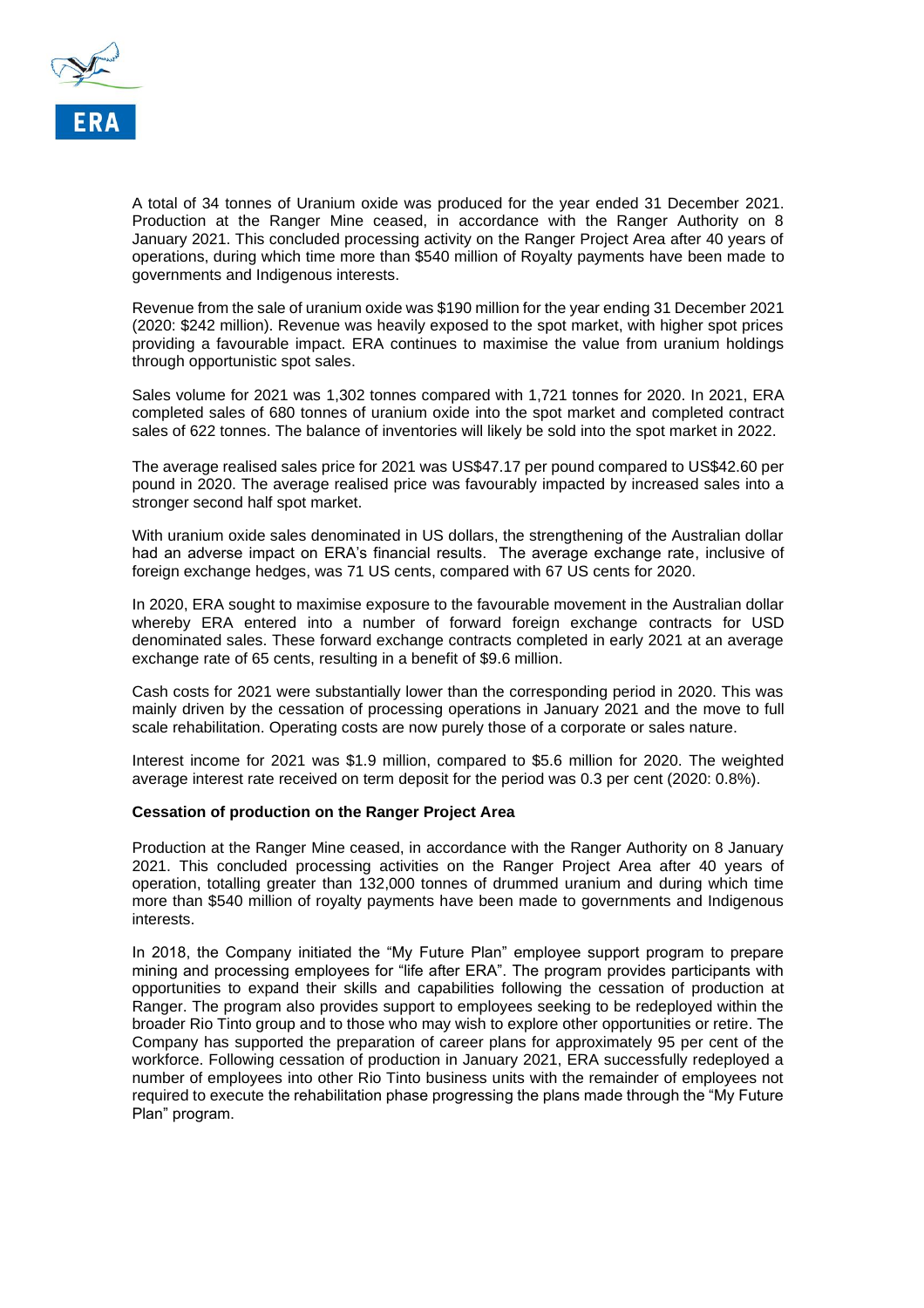A total of 34 tonnes of Uranium oxide was produced for the year ended 31 December 2021. Production at the Ranger Mine ceased, in accordance with the Ranger Authority on 8 January 2021. This concluded processing activity on the Ranger Project Area after 40 years of operations, during which time more than $540 million of Royalty payments have been made to governments and Indigenous interests.

Revenue from the sale of uranium oxide was $190 million for the year ending 31 December 2021 (2020: $242 million). Revenue was heavily exposed to the spot market, with higher spot prices providing a favourable impact. ERA continues to maximise the value from uranium holdings through opportunistic spot sales.

Sales volume for 2021 was 1,302 tonnes compared with 1,721 tonnes for 2020. In 2021, ERA completed sales of 680 tonnes of uranium oxide into the spot market and completed contract sales of 622 tonnes. The balance of inventories will likely be sold into the spot market in 2022.

The average realised sales price for 2021 was US$47.17 per pound compared to US$42.60 per pound in 2020. The average realised price was favourably impacted by increased sales into a stronger second half spot market.

With uranium oxide sales denominated in US dollars, the strengthening of the Australian dollar had an adverse impact on ERA's financial results. The average exchange rate, inclusive of foreign exchange hedges, was 71 US cents, compared with 67 US cents for 2020.

In 2020, ERA sought to maximise exposure to the favourable movement in the Australian dollar whereby ERA entered into a number of forward foreign exchange contracts for USD denominated sales. These forward exchange contracts completed in early 2021 at an average exchange rate of 65 cents, resulting in a benefit of $9.6 million.

Cash costs for 2021 were substantially lower than the corresponding period in 2020. This was mainly driven by the cessation of processing operations in January 2021 and the move to full scale rehabilitation. Operating costs are now purely those of a corporate or sales nature.

Interest income for 2021 was $1.9 million, compared to $5.6 million for 2020. The weighted average interest rate received on term deposit for the period was 0.3 per cent (2020: 0.8%).

**Cessation of production on the Ranger Project Area**

Production at the Ranger Mine ceased, in accordance with the Ranger Authority on 8 January 2021. This concluded processing activities on the Ranger Project Area after 40 years of operation, totalling greater than 132,000 tonnes of drummed uranium and during which time more than $540 million of royalty payments have been made to governments and Indigenous interests.

In 2018, the Company initiated the "My Future Plan" employee support program to prepare mining and processing employees for "life after ERA". The program provides participants with opportunities to expand their skills and capabilities following the cessation of production at Ranger. The program also provides support to employees seeking to be redeployed within the broader Rio Tinto group and to those who may wish to explore other opportunities or retire. The Company has supported the preparation of career plans for approximately 95 per cent of the workforce. Following cessation of production in January 2021, ERA successfully redeployed a number of employees into other Rio Tinto business units with the remainder of employees not required to execute the rehabilitation phase progressing the plans made through the "My Future Plan" program.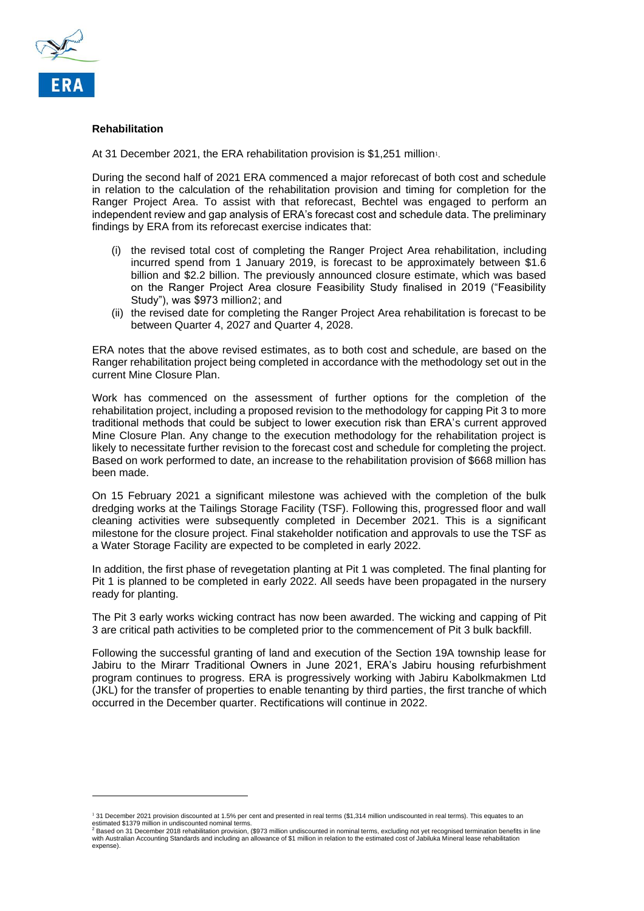## Rehabilitation

At 31 December 2021, the ERA rehabilitation provision is $1,251 million[1].

During the second half of 2021 ERA commenced a major reforecast of both cost and schedule in relation to the calculation of the rehabilitation provision and timing for completion for the Ranger Project Area. To assist with that reforecast, Bechtel was engaged to perform an independent review and gap analysis of ERA's forecast cost and schedule data. The preliminary findings by ERA from its reforecast exercise indicates that:

(i) the revised total cost of completing the Ranger Project Area rehabilitation, including incurred spend from 1 January 2019, is forecast to be approximately between $1.6 billion and $2.2 billion. The previously announced closure estimate, which was based on the Ranger Project Area closure Feasibility Study finalised in 2019 ("Feasibility Study"), was $973 million[2]; and

(ii) the revised date for completing the Ranger Project Area rehabilitation is forecast to be between Quarter 4, 2027 and Quarter 4, 2028.

ERA notes that the above revised estimates, as to both cost and schedule, are based on the Ranger rehabilitation project being completed in accordance with the methodology set out in the current Mine Closure Plan.

Work has commenced on the assessment of further options for the completion of the rehabilitation project, including a proposed revision to the methodology for capping Pit 3 to more traditional methods that could be subject to lower execution risk than ERA's current approved Mine Closure Plan. Any change to the execution methodology for the rehabilitation project is likely to necessitate further revision to the forecast cost and schedule for completing the project. Based on work performed to date, an increase to the rehabilitation provision of $668 million has been made.

On 15 February 2021 a significant milestone was achieved with the completion of the bulk dredging works at the Tailings Storage Facility (TSF). Following this, progressed floor and wall cleaning activities were subsequently completed in December 2021. This is a significant milestone for the closure project. Final stakeholder notification and approvals to use the TSF as a Water Storage Facility are expected to be completed in early 2022.

In addition, the first phase of revegetation planting at Pit 1 was completed. The final planting for Pit 1 is planned to be completed in early 2022. All seeds have been propagated in the nursery ready for planting.

The Pit 3 early works wicking contract has now been awarded. The wicking and capping of Pit 3 are critical path activities to be completed prior to the commencement of Pit 3 bulk backfill.

Following the successful granting of land and execution of the Section 19A township lease for Jabiru to the Mirarr Traditional Owners in June 2021, ERA's Jabiru housing refurbishment program continues to progress. ERA is progressively working with Jabiru Kabolkmakmen Ltd (JKL) for the transfer of properties to enable tenanting by third parties, the first tranche of which occurred in the December quarter. Rectifications will continue in 2022.

---

[1] 31 December 2021 provision discounted at 1.5% per cent and presented in real terms ($1,314 million undiscounted in real terms). This equates to an estimated $1379 million in undiscounted nominal terms.

[2] Based on 31 December 2018 rehabilitation provision, ($973 million undiscounted in nominal terms, excluding not yet recognised termination benefits in line with Australian Accounting Standards and including an allowance of $1 million in relation to the estimated cost of Jabiluka Mineral lease rehabilitation expense).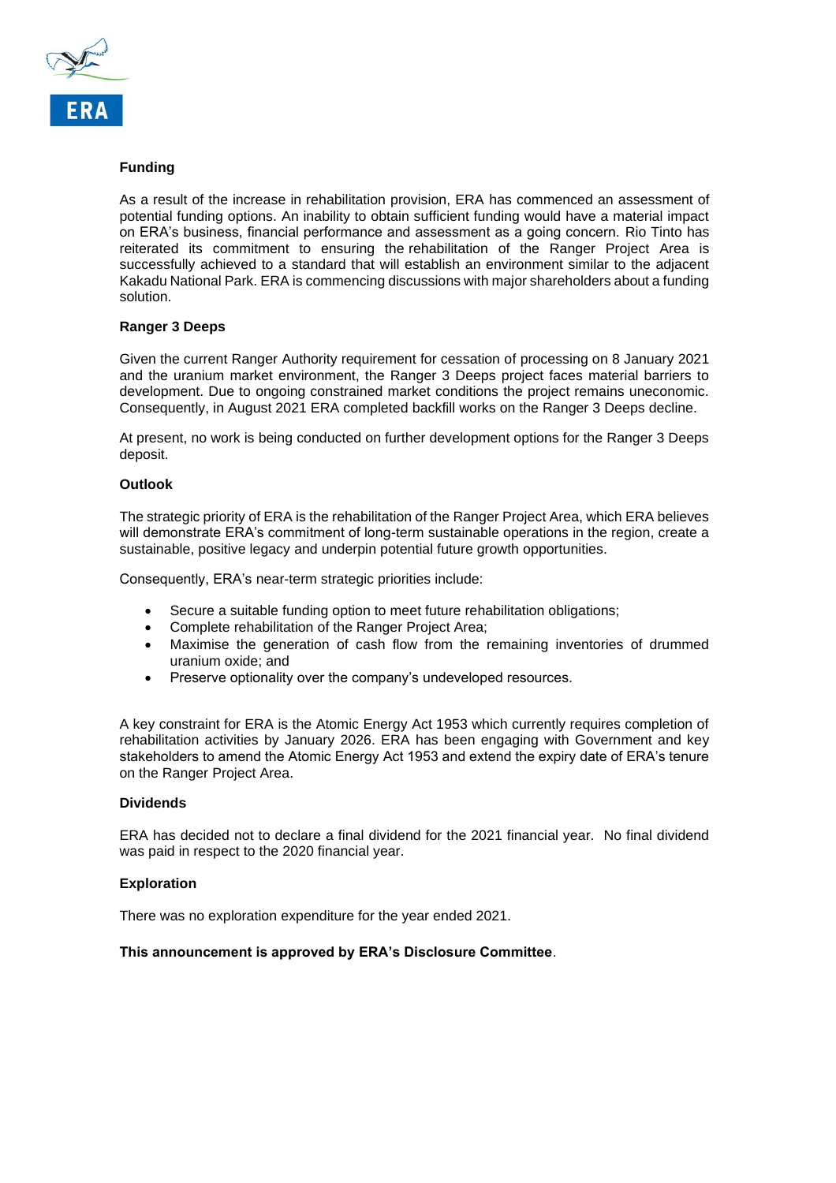**Funding**

As a result of the increase in rehabilitation provision, ERA has commenced an assessment of potential funding options. An inability to obtain sufficient funding would have a material impact on ERA's business, financial performance and assessment as a going concern. Rio Tinto has reiterated its commitment to ensuring the rehabilitation of the Ranger Project Area is successfully achieved to a standard that will establish an environment similar to the adjacent Kakadu National Park. ERA is commencing discussions with major shareholders about a funding solution.

**Ranger 3 Deeps**

Given the current Ranger Authority requirement for cessation of processing on 8 January 2021 and the uranium market environment, the Ranger 3 Deeps project faces material barriers to development. Due to ongoing constrained market conditions the project remains uneconomic. Consequently, in August 2021 ERA completed backfill works on the Ranger 3 Deeps decline.

At present, no work is being conducted on further development options for the Ranger 3 Deeps deposit.

**Outlook**

The strategic priority of ERA is the rehabilitation of the Ranger Project Area, which ERA believes will demonstrate ERA's commitment of long-term sustainable operations in the region, create a sustainable, positive legacy and underpin potential future growth opportunities.

Consequently, ERA's near-term strategic priorities include:

- Secure a suitable funding option to meet future rehabilitation obligations;
- Complete rehabilitation of the Ranger Project Area;
- Maximise the generation of cash flow from the remaining inventories of drummed uranium oxide; and
- Preserve optionality over the company's undeveloped resources.

A key constraint for ERA is the Atomic Energy Act 1953 which currently requires completion of rehabilitation activities by January 2026. ERA has been engaging with Government and key stakeholders to amend the Atomic Energy Act 1953 and extend the expiry date of ERA's tenure on the Ranger Project Area.

**Dividends**

ERA has decided not to declare a final dividend for the 2021 financial year. No final dividend was paid in respect to the 2020 financial year.

**Exploration**

There was no exploration expenditure for the year ended 2021.

**This announcement is approved by ERA's Disclosure Committee**.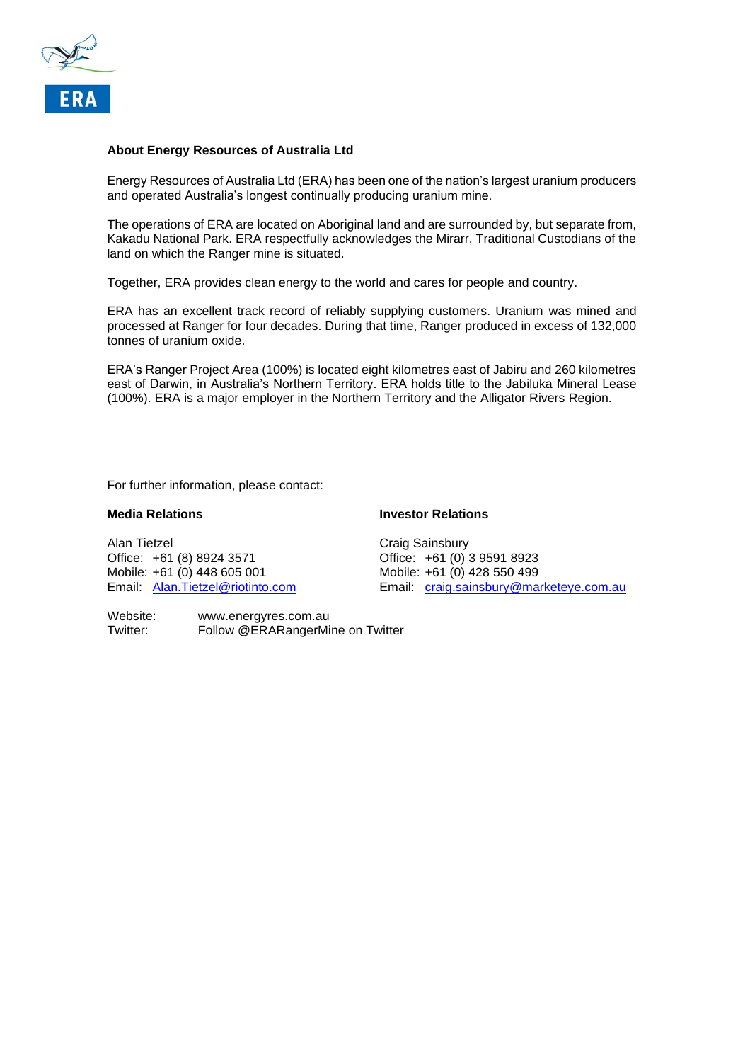**About Energy Resources of Australia Ltd**

Energy Resources of Australia Ltd (ERA) has been one of the nation's largest uranium producers and operated Australia's longest continually producing uranium mine.

The operations of ERA are located on Aboriginal land and are surrounded by, but separate from, Kakadu National Park. ERA respectfully acknowledges the Mirarr, Traditional Custodians of the land on which the Ranger mine is situated.

Together, ERA provides clean energy to the world and cares for people and country.

ERA has an excellent track record of reliably supplying customers. Uranium was mined and processed at Ranger for four decades. During that time, Ranger produced in excess of 132,000 tonnes of uranium oxide.

ERA's Ranger Project Area (100%) is located eight kilometres east of Jabiru and 260 kilometres east of Darwin, in Australia's Northern Territory. ERA holds title to the Jabiluka Mineral Lease (100%). ERA is a major employer in the Northern Territory and the Alligator Rivers Region.

For further information, please contact:

**Media Relations**

Alan Tietzel
Office: +61 (8) 8924 3571
Mobile: +61 (0) 448 605 001
Email: Alan.Tietzel@riotinto.com

**Investor Relations**

Craig Sainsbury
Office: +61 (0) 3 9591 8923
Mobile: +61 (0) 428 550 499
Email: craig.sainsbury@marketeye.com.au

Website: www.energyres.com.au
Twitter: Follow @ERARangerMine on Twitter